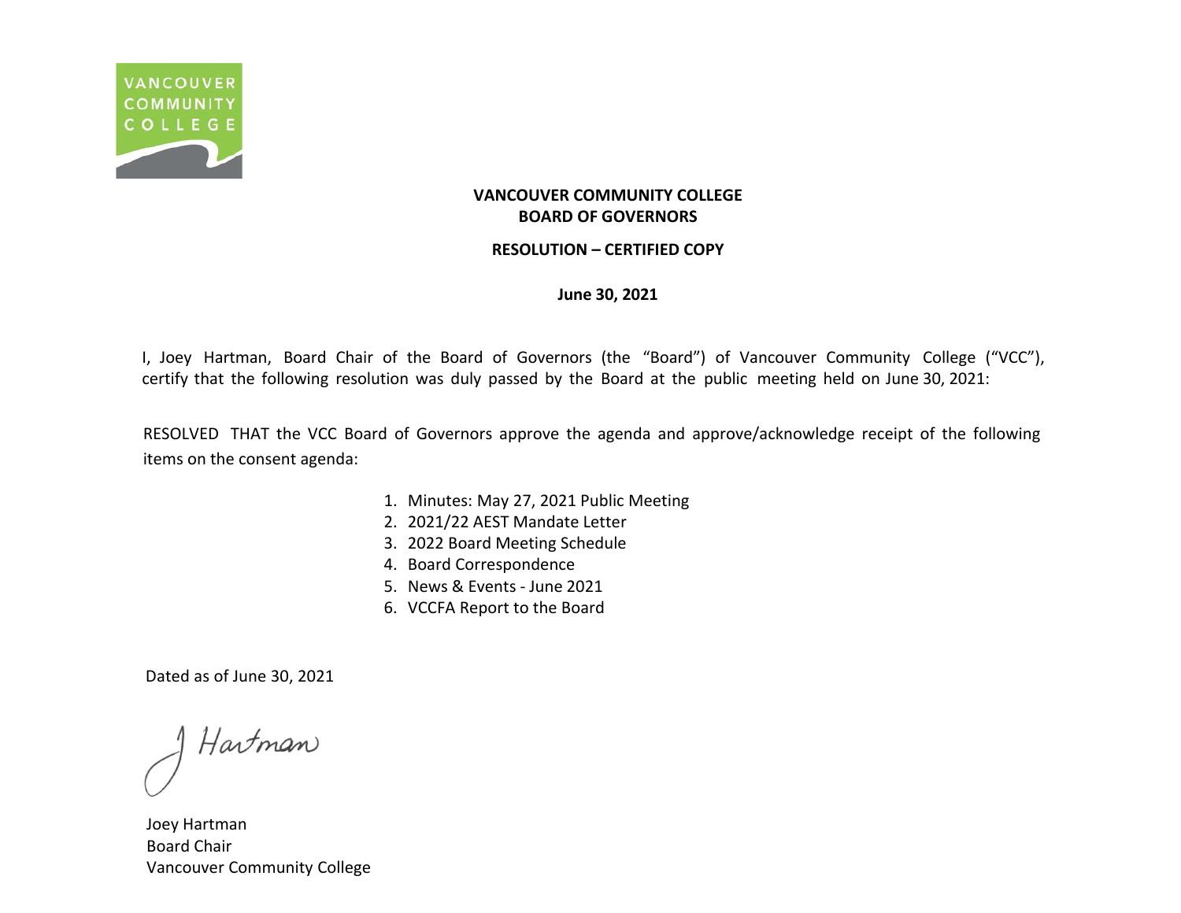**VANCOUVER COMMUNITY COLLEGE**
**BOARD OF GOVERNORS**

**RESOLUTION – CERTIFIED COPY**

**June 30, 2021**

I, Joey Hartman, Board Chair of the Board of Governors (the "Board") of Vancouver Community College ("VCC"), certify that the following resolution was duly passed by the Board at the public meeting held on June 30, 2021:

RESOLVED THAT the VCC Board of Governors approve the agenda and approve/acknowledge receipt of the following items on the consent agenda:

1. Minutes: May 27, 2021 Public Meeting
2. 2021/22 AEST Mandate Letter
3. 2022 Board Meeting Schedule
4. Board Correspondence
5. News & Events - June 2021
6. VCCFA Report to the Board

Dated as of June 30, 2021

J Hartman

Joey Hartman
Board Chair
Vancouver Community College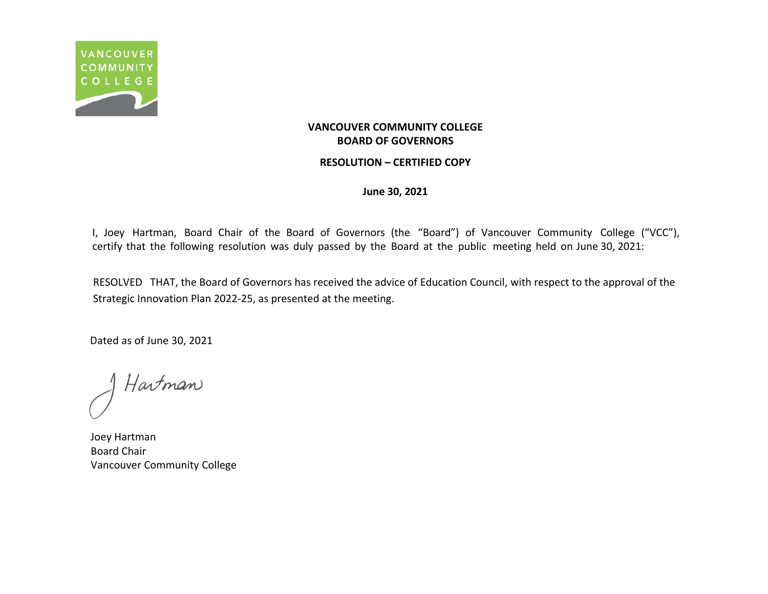**VANCOUVER COMMUNITY COLLEGE**
**BOARD OF GOVERNORS**

**RESOLUTION – CERTIFIED COPY**

**June 30, 2021**

I, Joey Hartman, Board Chair of the Board of Governors (the "Board") of Vancouver Community College ("VCC"), certify that the following resolution was duly passed by the Board at the public meeting held on June 30, 2021:

RESOLVED THAT, the Board of Governors has received the advice of Education Council, with respect to the approval of the Strategic Innovation Plan 2022-25, as presented at the meeting.

Dated as of June 30, 2021

J Hartman

Joey Hartman
Board Chair
Vancouver Community College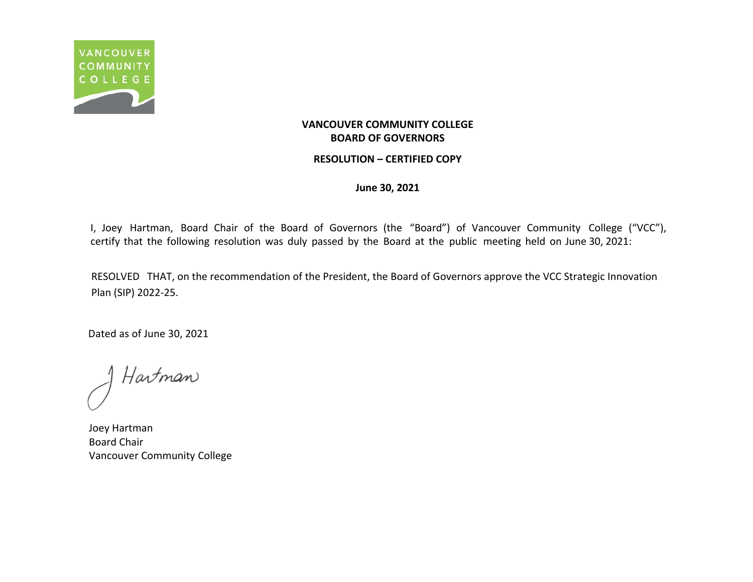**VANCOUVER COMMUNITY COLLEGE**
**BOARD OF GOVERNORS**

**RESOLUTION – CERTIFIED COPY**

**June 30, 2021**

I, Joey Hartman, Board Chair of the Board of Governors (the "Board") of Vancouver Community College ("VCC"), certify that the following resolution was duly passed by the Board at the public meeting held on June 30, 2021:

RESOLVED THAT, on the recommendation of the President, the Board of Governors approve the VCC Strategic Innovation Plan (SIP) 2022-25.

Dated as of June 30, 2021

J Hartman

Joey Hartman
Board Chair
Vancouver Community College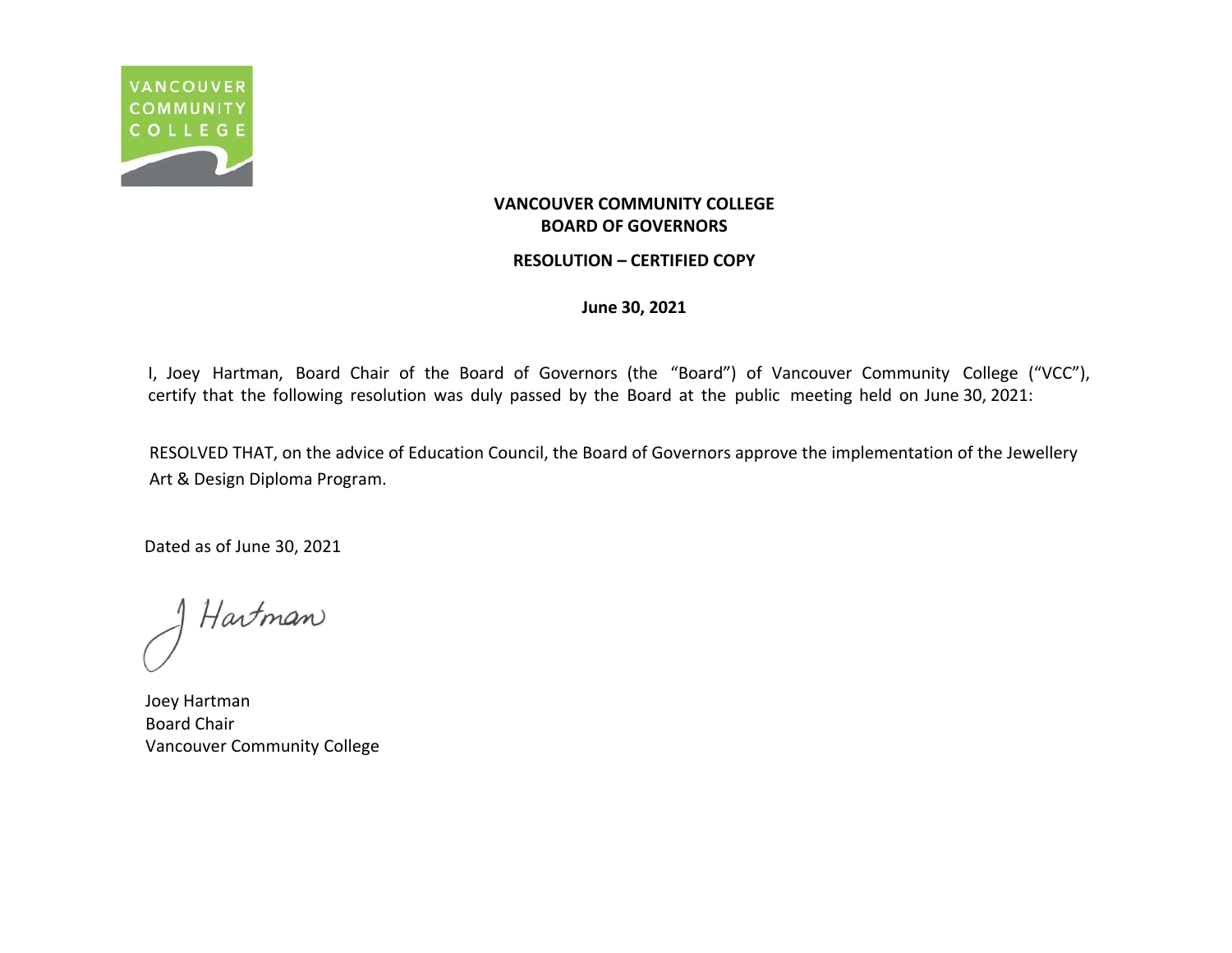**VANCOUVER COMMUNITY COLLEGE**
**BOARD OF GOVERNORS**

**RESOLUTION – CERTIFIED COPY**

**June 30, 2021**

I, Joey Hartman, Board Chair of the Board of Governors (the "Board") of Vancouver Community College ("VCC"), certify that the following resolution was duly passed by the Board at the public meeting held on June 30, 2021:

RESOLVED THAT, on the advice of Education Council, the Board of Governors approve the implementation of the Jewellery Art & Design Diploma Program.

Dated as of June 30, 2021

J Hartman

Joey Hartman
Board Chair
Vancouver Community College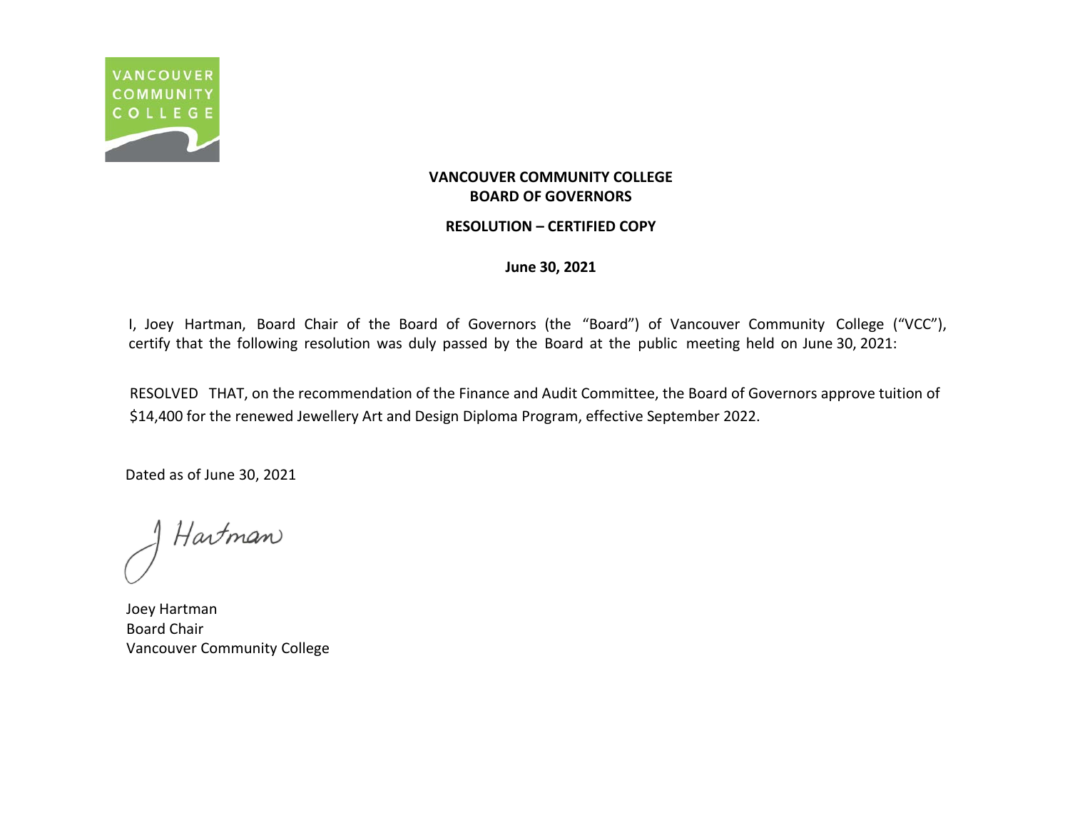**VANCOUVER COMMUNITY COLLEGE**
**BOARD OF GOVERNORS**

**RESOLUTION – CERTIFIED COPY**

**June 30, 2021**

I, Joey Hartman, Board Chair of the Board of Governors (the "Board") of Vancouver Community College ("VCC"), certify that the following resolution was duly passed by the Board at the public meeting held on June 30, 2021:

RESOLVED THAT, on the recommendation of the Finance and Audit Committee, the Board of Governors approve tuition of $14,400 for the renewed Jewellery Art and Design Diploma Program, effective September 2022.

Dated as of June 30, 2021

J Hartman

Joey Hartman
Board Chair
Vancouver Community College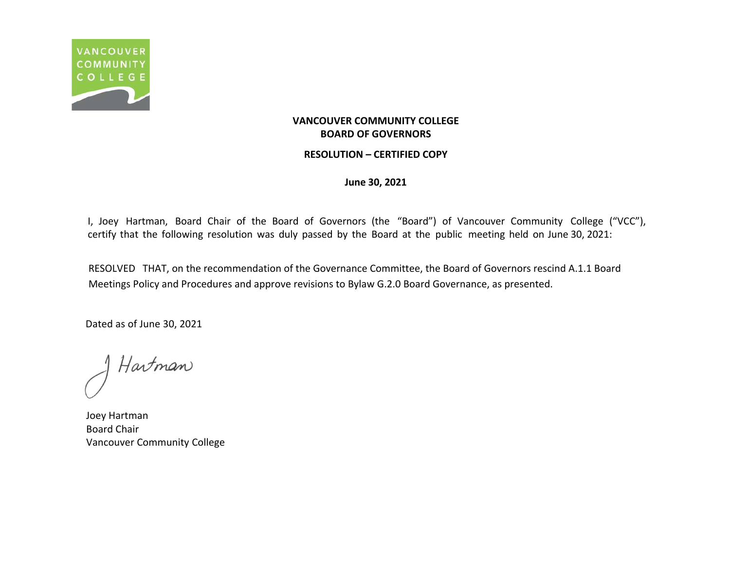VANCOUVER COMMUNITY COLLEGE

**VANCOUVER COMMUNITY COLLEGE**
**BOARD OF GOVERNORS**

**RESOLUTION – CERTIFIED COPY**

**June 30, 2021**

I, Joey Hartman, Board Chair of the Board of Governors (the "Board") of Vancouver Community College ("VCC"), certify that the following resolution was duly passed by the Board at the public meeting held on June 30, 2021:

RESOLVED THAT, on the recommendation of the Governance Committee, the Board of Governors rescind A.1.1 Board Meetings Policy and Procedures and approve revisions to Bylaw G.2.0 Board Governance, as presented.

Dated as of June 30, 2021

J Hartman

Joey Hartman
Board Chair
Vancouver Community College